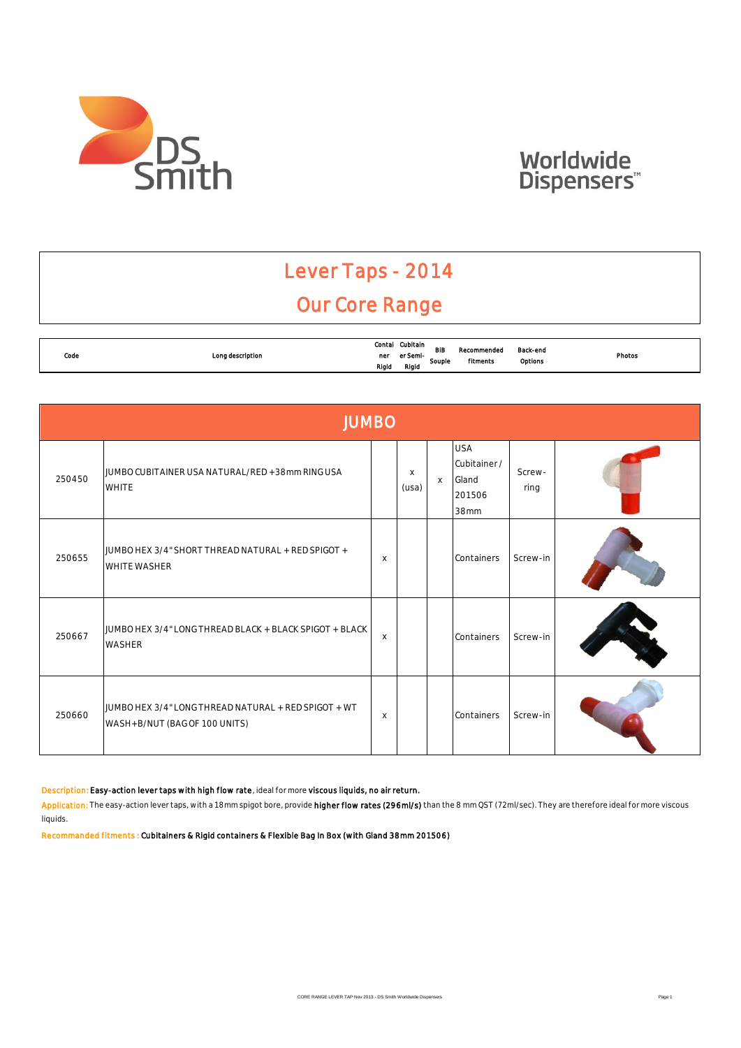Worldwide Dispensers™

# Lever Taps - 2014

## Our Core Range

| Code | Long description | Container Rigid | Cubitainer Semi-Rigid | BIB Souple | Recommended fitments | Back-end Options | Photos |
|---|---|---|---|---|---|---|---|
| **JUMBO** | | | | | | | |
| 250450 | JUMBO CUBITAINER USA NATURAL/RED +38mm RING USA WHITE | | x (usa) | x | USA Cubitainer / Gland 201506 38mm | Screw-ring | |
| 250655 | JUMBO HEX 3/4" SHORT THREAD NATURAL + RED SPIGOT + WHITE WASHER | x | | | Containers | Screw-in | |
| 250667 | JUMBO HEX 3/4" LONG THREAD BLACK + BLACK SPIGOT + BLACK WASHER | x | | | Containers | Screw-in | |
| 250660 | JUMBO HEX 3/4" LONG THREAD NATURAL + RED SPIGOT + WT WASH+B/NUT (BAG OF 100 UNITS) | x | | | Containers | Screw-in | |

Description: **Easy-action lever taps with high flow rate**, ideal for more **viscous liquids, no air return.**

Application: The easy-action lever taps, with a 18mm spigot bore, provide **higher flow rates (296ml/s)** than the 8 mm QST (72ml/sec). They are therefore ideal for more viscous liquids.

Recommanded fitments : **Cubitainers & Rigid containers & Flexible Bag In Box (with Gland 38mm 201506)**

CORE RANGE LEVER TAP Nov 2013 - DS Smith Worldwide Dispensers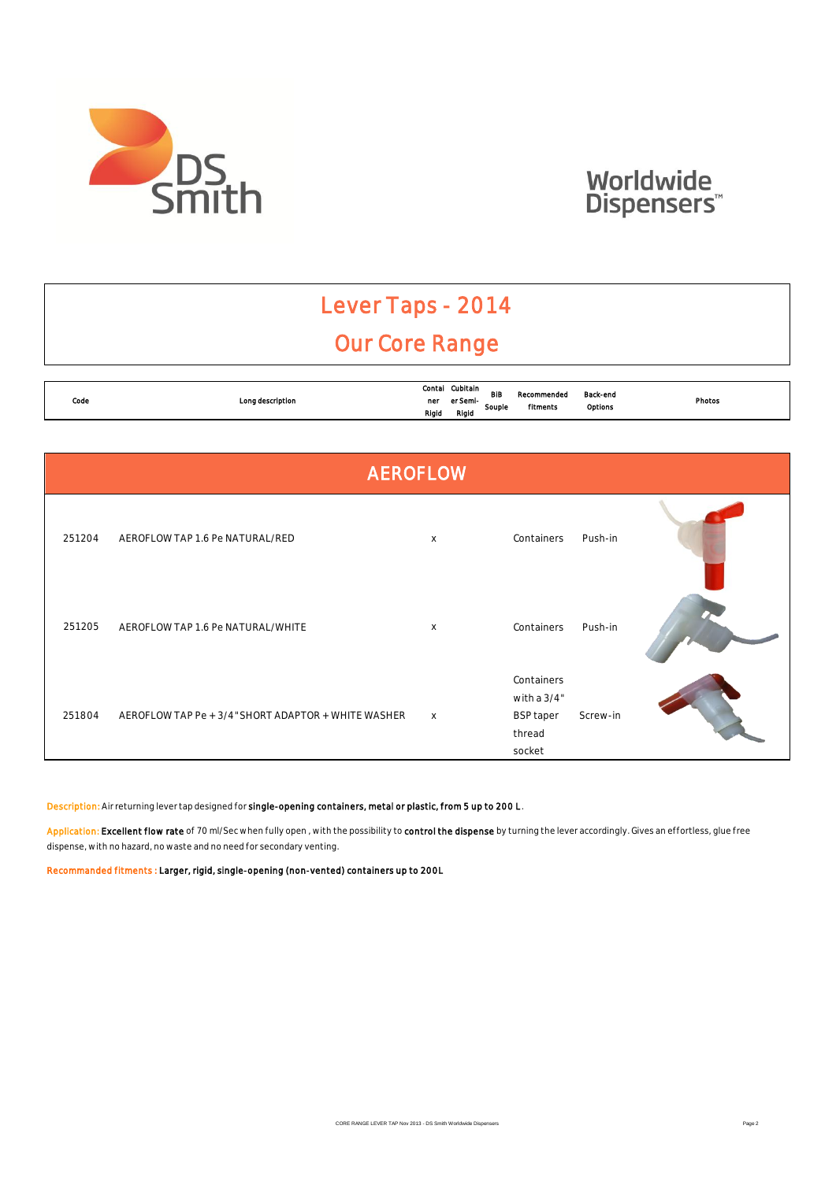# Lever Taps - 2014

## Our Core Range

| Code | Long description | Container Rigid | Cubitainer Semi-Rigid | BiB Souple | Recommended fitments | Back-end Options | Photos |
|---|---|---|---|---|---|---|---|
| **AEROFLOW** | | | | | | | |
| 251204 | AEROFLOW TAP 1.6 Pe NATURAL/RED | x | | | Containers | Push-in | |
| 251205 | AEROFLOW TAP 1.6 Pe NATURAL/WHITE | x | | | Containers | Push-in | |
| 251804 | AEROFLOW TAP Pe + 3/4" SHORT ADAPTOR + WHITE WASHER | x | | | Containers with a 3/4" BSP taper thread socket | Screw-in | |

Description: Air returning lever tap designed for **single-opening containers, metal or plastic, from 5 up to 200 L**.

Application: **Excellent flow rate** of 70 ml/Sec when fully open , with the possibility to **control the dispense** by turning the lever accordingly. Gives an effortless, glue free dispense, with no hazard, no waste and no need for secondary venting.

Recommanded fitments : **Larger, rigid, single-opening (non-vented) containers up to 200L**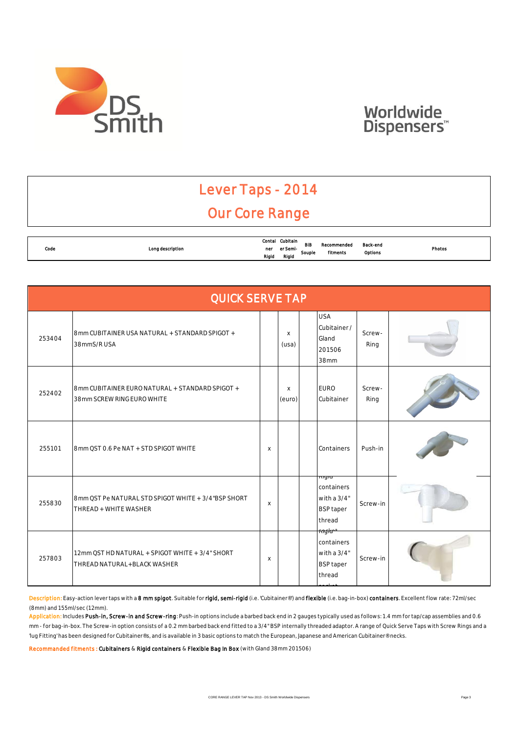# Lever Taps - 2014

## Our Core Range

| Code | Long description | Container Rigid | Cubitainer Semi-Rigid | BiB Souple | Recommended fitments | Back-end Options | Photos |
|---|---|---|---|---|---|---|---|
| **QUICK SERVE TAP** | | | | | | | |
| 253404 | 8mm CUBITAINER USA NATURAL + STANDARD SPIGOT + 38mmS/R USA | | x (usa) | | USA Cubitainer / Gland 201506 38mm | Screw-Ring | |
| 252402 | 8mm CUBITAINER EURO NATURAL + STANDARD SPIGOT + 38mm SCREW RING EURO WHITE | | x (euro) | | EURO Cubitainer | Screw-Ring | |
| 255101 | 8mm QST 0.6 Pe NAT + STD SPIGOT WHITE | x | | | Containers | Push-in | |
| 255830 | 8mm QST Pe NATURAL STD SPIGOT WHITE + 3/4"BSP SHORT THREAD + WHITE WASHER | x | | | Rigid containers with a 3/4" BSP taper thread | Screw-in | |
| 257803 | 12mm QST HD NATURAL + SPIGOT WHITE + 3/4" SHORT THREAD NATURAL+BLACK WASHER | x | | | Rigid containers with a 3/4" BSP taper thread socket | Screw-in | |

Description: Easy-action lever taps with a **8 mm spigot**. Suitable for **rigid, semi-rigid** (i.e. 'Cubitainer®') and **flexible** (i.e. bag-in-box) **containers**. Excellent flow rate: 72ml/sec (8mm) and 155ml/sec (12mm).

Application: Includes **Push-in, Screw-in and Screw-ring**: Push-in options include a barbed back end in 2 gauges typically used as follows: 1.4 mm for tap/cap assemblies and 0.6 mm - for bag-in-box. The Screw-in option consists of a 0.2 mm barbed back end fitted to a 3/4" BSP internally threaded adaptor. A range of Quick Serve Taps with Screw Rings and a 'lug Fitting' has been designed for Cubitainer®s, and is available in 3 basic options to match the European, Japanese and American Cubitainer® necks.

Recommanded fitments : **Cubitainers** & **Rigid containers** & **Flexible Bag In Box** (with Gland 38mm 201506)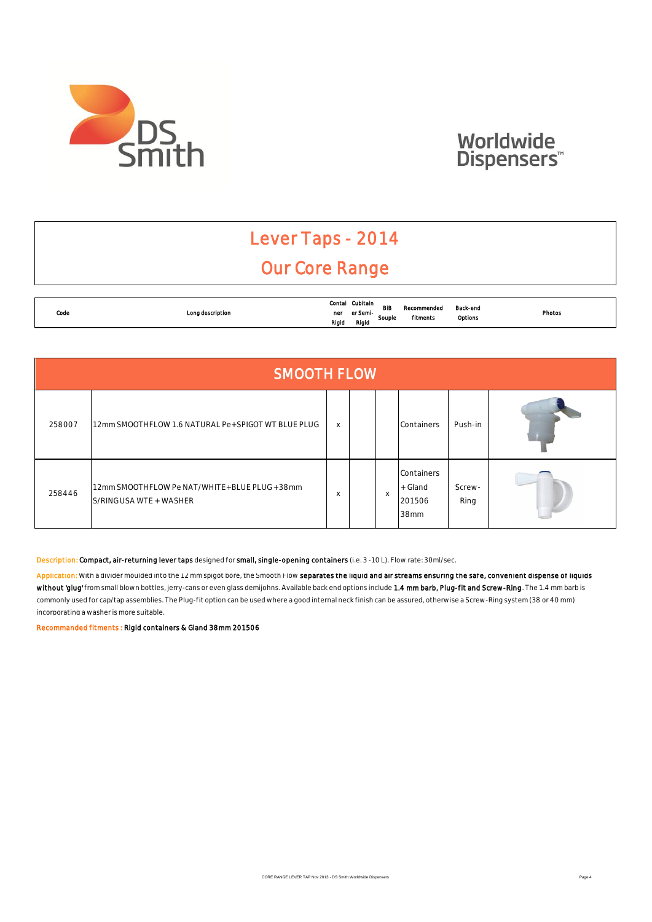DS Smith

Worldwide Dispensers™

# Lever Taps - 2014

## Our Core Range

| Code | Long description | Container Rigid | Cubitainer Semi-Rigid | BIB Souple | Recommended fitments | Back-end Options | Photos |
|---|---|---|---|---|---|---|---|
| **SMOOTH FLOW** | | | | | | | |
| 258007 | 12mm SMOOTHFLOW 1.6 NATURAL Pe+SPIGOT WT BLUE PLUG | x | | | Containers | Push-in | |
| 258446 | 12mm SMOOTHFLOW Pe NAT/WHITE+BLUE PLUG +38mm S/RING USA WTE + WASHER | x | | x | Containers + Gland 201506 38mm | Screw-Ring | |

Description: **Compact, air-returning lever taps** designed for **small, single-opening containers** (i.e. 3 -10 L). Flow rate: 30ml/sec.

Application: With a divider moulded into the 12 mm spigot bore, the Smooth Flow **separates the liquid and air streams ensuring the safe, convenient dispense of liquids without 'glug'** from small blown bottles, jerry-cans or even glass demijohns. Available back end options include **1.4 mm barb, Plug-fit and Screw-Ring**. The 1.4 mm barb is commonly used for cap/tap assemblies. The Plug-fit option can be used where a good internal neck finish can be assured, otherwise a Screw-Ring system (38 or 40 mm) incorporating a washer is more suitable.

Recommanded fitments : **Rigid containers & Gland 38mm 201506**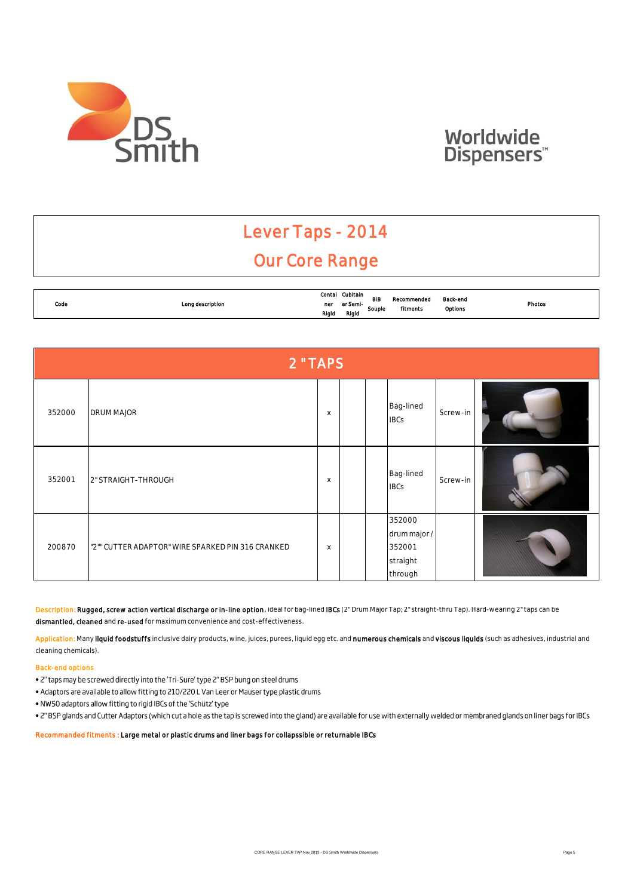DS Smith

Worldwide Dispensers™

# Lever Taps - 2014

## Our Core Range

| Code | Long description | Container Rigid | Cubitainer Semi-Rigid | BiB Souple | Recommended fitments | Back-end Options | Photos |
|---|---|---|---|---|---|---|---|
| **2 "TAPS** | | | | | | | |
| 352000 | DRUM MAJOR | x | | | Bag-lined IBCs | Screw-in | |
| 352001 | 2" STRAIGHT-THROUGH | x | | | Bag-lined IBCs | Screw-in | |
| 200870 | "2"" CUTTER ADAPTOR" WIRE SPARKED PIN 316 CRANKED | x | | | 352000 drum major / 352001 straight through | | |

Description: **Rugged, screw action vertical discharge or in-line option**, ideal for bag-lined **IBCs** (2" Drum Major Tap; 2" straight-thru Tap). Hard-wearing 2" taps can be **dismantled, cleaned** and **re-used** for maximum convenience and cost-effectiveness.

Application: Many **liquid foodstuffs** inclusive dairy products, wine, juices, purees, liquid egg etc. and **numerous chemicals** and **viscous liquids** (such as adhesives, industrial and cleaning chemicals).

Back-end options

- 2" taps may be screwed directly into the 'Tri-Sure' type 2" BSP bung on steel drums
- Adaptors are available to allow fitting to 210/220 L Van Leer or Mauser type plastic drums
- NW50 adaptors allow fitting to rigid IBCs of the 'Schütz' type
- 2" BSP glands and Cutter Adaptors (which cut a hole as the tap is screwed into the gland) are available for use with externally welded or membraned glands on liner bags for IBCs

Recommanded fitments : **Large metal or plastic drums and liner bags for collapssible or returnable IBCs**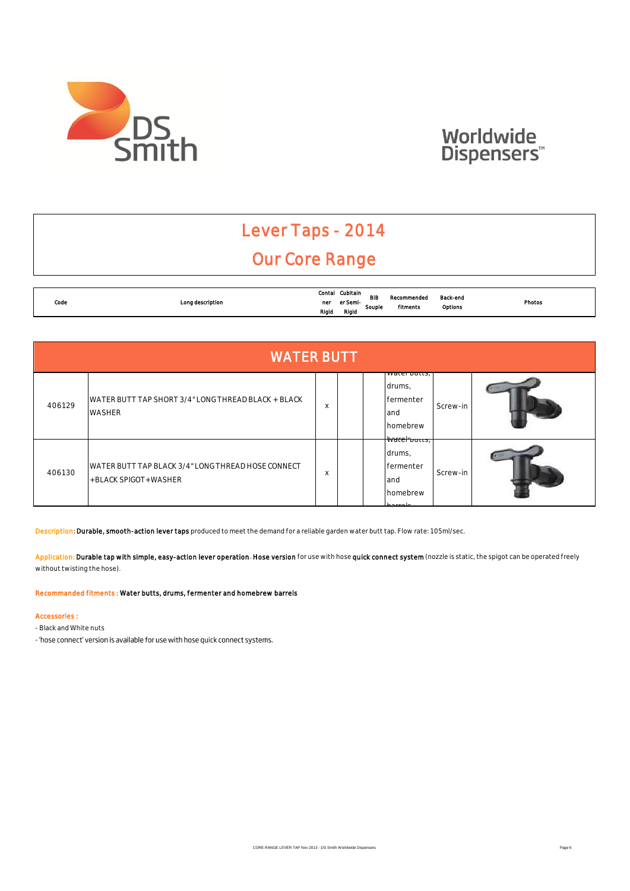# Lever Taps - 2014

## Our Core Range

| Code | Long description | Container Rigid | Cubitainer Semi-Rigid | BIB Souple | Recommended fitments | Back-end Options | Photos |
|---|---|---|---|---|---|---|---|
| **WATER BUTT** | | | | | | | |
| 406129 | WATER BUTT TAP SHORT 3/4" LONG THREAD BLACK + BLACK WASHER | x | | | Water butts, drums, fermenter and homebrew barrels | Screw-in | |
| 406130 | WATER BUTT TAP BLACK 3/4" LONG THREAD HOSE CONNECT +BLACK SPIGOT+WASHER | x | | | Water butts, drums, fermenter and homebrew barrels | Screw-in | |

Description: **Durable, smooth-action lever taps** produced to meet the demand for a reliable garden water butt tap. Flow rate: 105ml/sec.

Application: **Durable tap with simple, easy-action lever operation**. **Hose version** for use with hose **quick connect system** (nozzle is static, the spigot can be operated freely without twisting the hose).

Recommanded fitments : **Water butts, drums, fermenter and homebrew barrels**

Accessories :

- Black and White nuts
- 'hose connect' version is available for use with hose quick connect systems.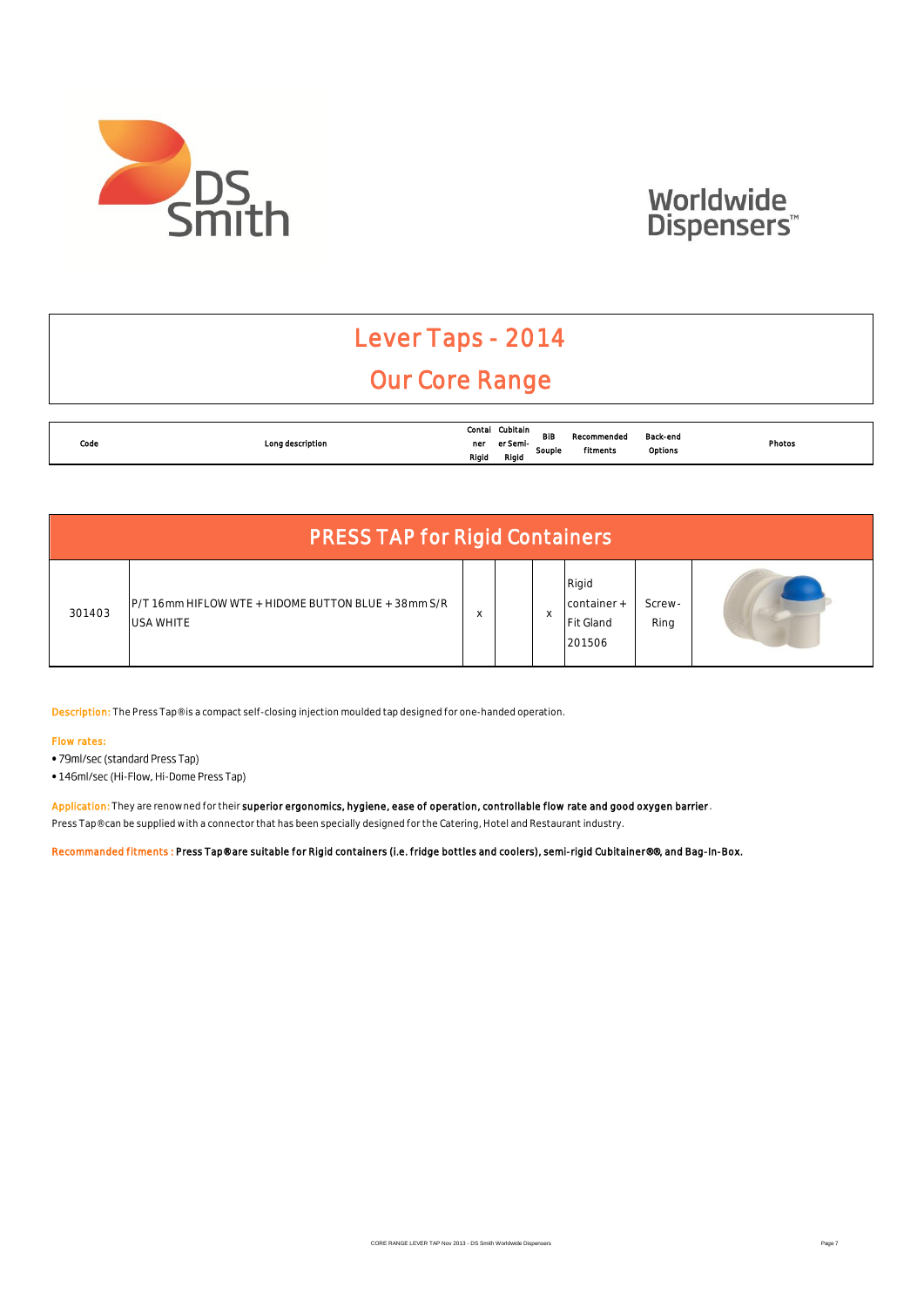# Lever Taps - 2014

## Our Core Range

| Code | Long description | Container Rigid | Cubitainer Semi-Rigid | BiB Souple | Recommended fitments | Back-end Options | Photos |
|---|---|---|---|---|---|---|---|
| **PRESS TAP for Rigid Containers** | | | | | | | |
| 301403 | P/T 16mm HIFLOW WTE + HIDOME BUTTON BLUE + 38mm S/R USA WHITE | x | | x | Rigid container + Fit Gland 201506 | Screw-Ring | |

**Description:** The Press Tap® is a compact self-closing injection moulded tap designed for one-handed operation.

**Flow rates:**

- 79ml/sec (standard Press Tap)
- 146ml/sec (Hi-Flow, Hi-Dome Press Tap)

**Application:** They are renowned for their **superior ergonomics, hygiene, ease of operation, controllable flow rate and good oxygen barrier**.
Press Tap® can be supplied with a connector that has been specially designed for the Catering, Hotel and Restaurant industry.

**Recommanded fitments :** **Press Tap® are suitable for Rigid containers (i.e. fridge bottles and coolers), semi-rigid Cubitainer®®, and Bag-In-Box.**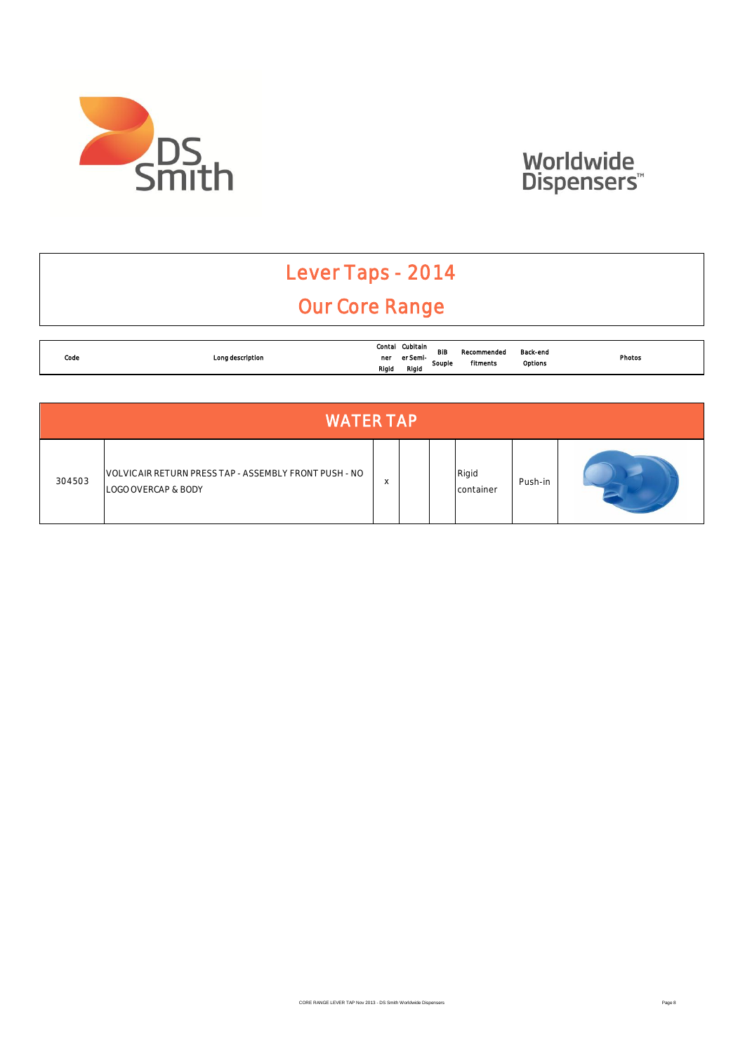DS Smith

Worldwide Dispensers™

# Lever Taps - 2014

## Our Core Range

| Code | Long description | Container Rigid | Cubitainer Semi-Rigid | BiB Souple | Recommended fitments | Back-end Options | Photos |
|---|---|---|---|---|---|---|---|
| **WATER TAP** | | | | | | | |
| 304503 | VOLVICAIR RETURN PRESS TAP - ASSEMBLY FRONT PUSH - NO LOGO OVERCAP & BODY | x | | | Rigid container | Push-in | |

CORE RANGE LEVER TAP Nov 2013 - DS Smith Worldwide Dispensers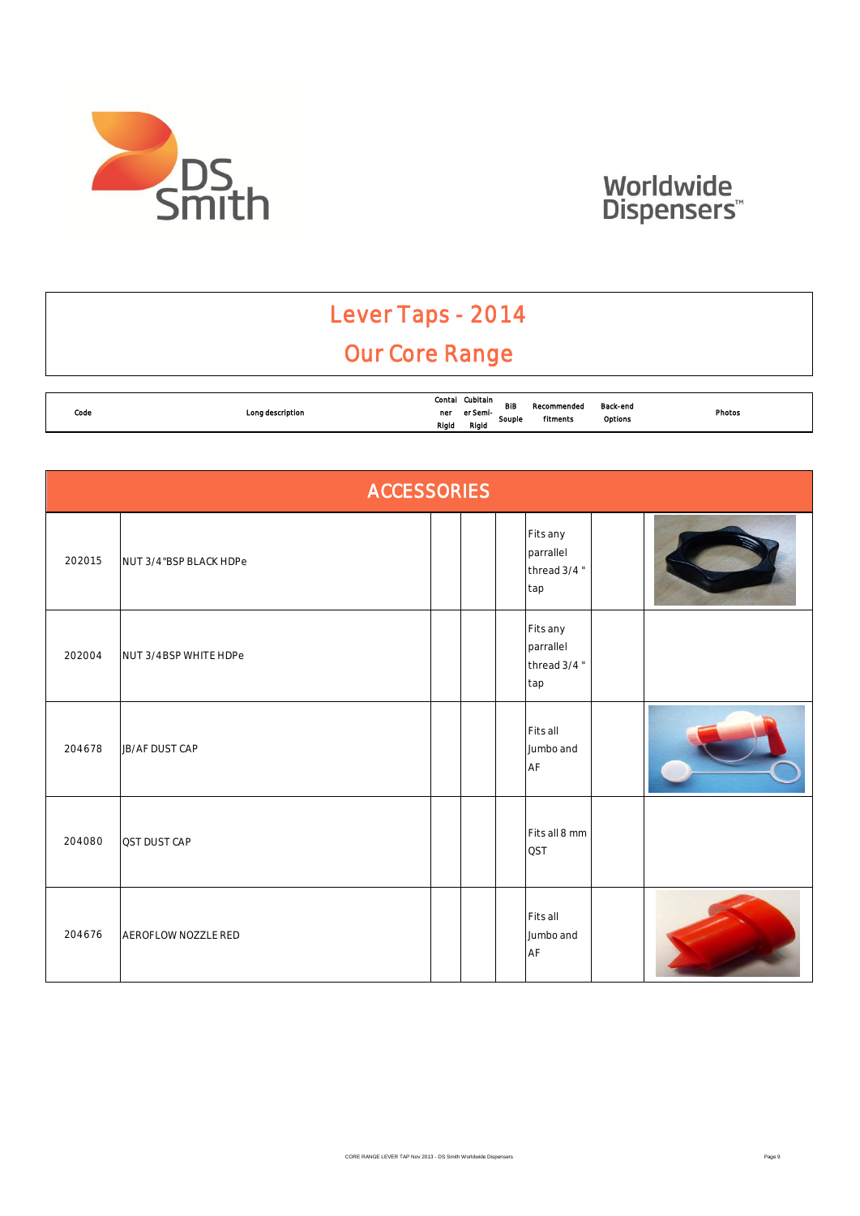DS Smith

Worldwide Dispensers™

# Lever Taps - 2014

## Our Core Range

| Code | Long description | Container Rigid | Cubitainer Semi-Rigid | BiB Souple | Recommended fitments | Back-end Options | Photos |
|---|---|---|---|---|---|---|---|
| **ACCESSORIES** | | | | | | | |
| 202015 | NUT 3/4"BSP BLACK HDPe | | | | Fits any parrallel thread 3/4 " tap | | |
| 202004 | NUT 3/4BSP WHITE HDPe | | | | Fits any parrallel thread 3/4 " tap | | |
| 204678 | JB/AF DUST CAP | | | | Fits all Jumbo and AF | | |
| 204080 | QST DUST CAP | | | | Fits all 8 mm QST | | |
| 204676 | AEROFLOW NOZZLE RED | | | | Fits all Jumbo and AF | | |

CORE RANGE LEVER TAP Nov 2013 - DS Smith Worldwide Dispensers